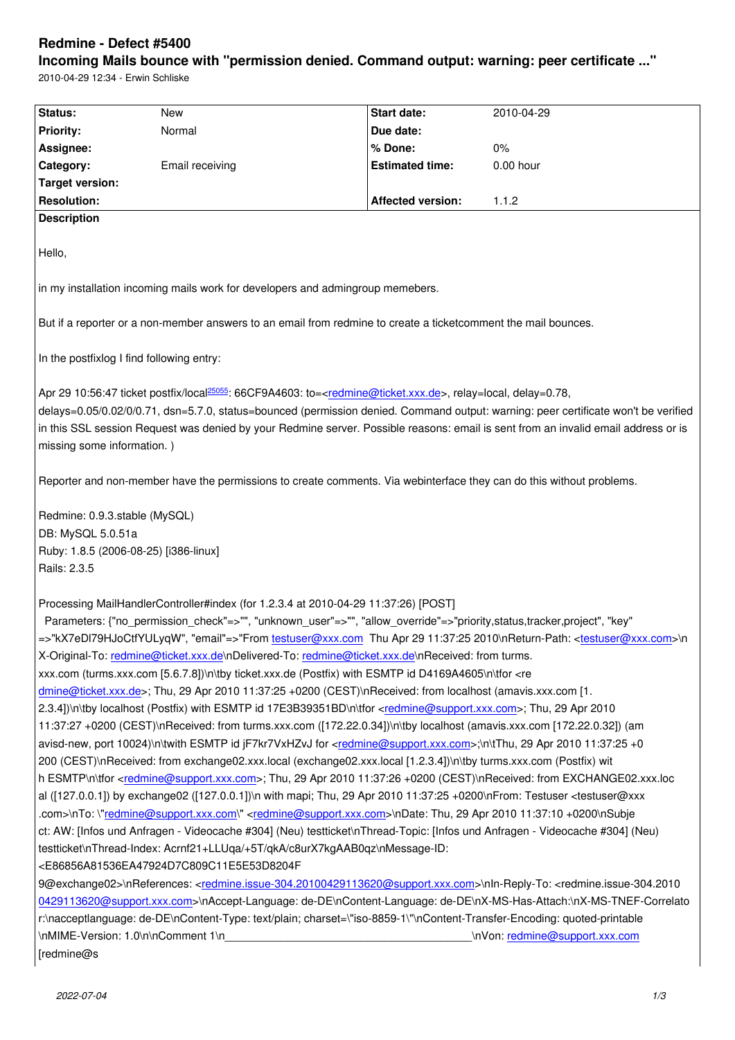# Redmine - Defect #5400

## Incoming Mails bounce with "permission denied. Command output: warning: peer certificate ..."

2010-04-29 12:34 - Erwin Schliske

| Status: | New | Start date: | 2010-04-29 |
| --- | --- | --- | --- |
| Priority: | Normal | Due date: | |
| Assignee: | | % Done: | 0% |
| Category: | Email receiving | Estimated time: | 0.00 hour |
| Target version: | | | |
| Resolution: | | Affected version: | 1.1.2 |

**Description**

Hello,

in my installation incoming mails work for developers and admingroup memebers.

But if a reporter or a non-member answers to an email from redmine to create a ticketcomment the mail bounces.

In the postfixlog I find following entry:

Apr 29 10:56:47 ticket postfix/local[25055]: 66CF9A4603: to=<redmine@ticket.xxx.de>, relay=local, delay=0.78, delays=0.05/0.02/0/0.71, dsn=5.7.0, status=bounced (permission denied. Command output: warning: peer certificate won't be verified in this SSL session Request was denied by your Redmine server. Possible reasons: email is sent from an invalid email address or is missing some information. )

Reporter and non-member have the permissions to create comments. Via webinterface they can do this without problems.

Redmine: 0.9.3.stable (MySQL)
DB: MySQL 5.0.51a
Ruby: 1.8.5 (2006-08-25) [i386-linux]
Rails: 2.3.5

Processing MailHandlerController#index (for 1.2.3.4 at 2010-04-29 11:37:26) [POST]
 Parameters: {"no_permission_check"=>"", "unknown_user"=>"", "allow_override"=>"priority,status,tracker,project", "key" =>"kX7eDl79HJoCtfYULyqW", "email"=>"From testuser@xxx.com Thu Apr 29 11:37:25 2010\nReturn-Path: <testuser@xxx.com>\nX-Original-To: redmine@ticket.xxx.de\nDelivered-To: redmine@ticket.xxx.de\nReceived: from turms.xxx.com (turms.xxx.com [5.6.7.8])\n\tby ticket.xxx.de (Postfix) with ESMTP id D4169A4605\n\tfor <redmine@ticket.xxx.de>; Thu, 29 Apr 2010 11:37:25 +0200 (CEST)\nReceived: from localhost (amavis.xxx.com [1.2.3.4])\n\tby localhost (Postfix) with ESMTP id 17E3B39351BD\n\tfor <redmine@support.xxx.com>; Thu, 29 Apr 2010 11:37:27 +0200 (CEST)\nReceived: from turms.xxx.com ([172.22.0.34])\n\tby localhost (amavis.xxx.com [172.22.0.32]) (amavisd-new, port 10024)\n\twith ESMTP id jF7kr7VxHZvJ for <redmine@support.xxx.com>;\n\tThu, 29 Apr 2010 11:37:25 +0200 (CEST)\nReceived: from exchange02.xxx.local (exchange02.xxx.local [1.2.3.4])\n\tby turms.xxx.com (Postfix) with ESMTP\n\tfor <redmine@support.xxx.com>; Thu, 29 Apr 2010 11:37:26 +0200 (CEST)\nReceived: from EXCHANGE02.xxx.local ([127.0.0.1]) by exchange02 ([127.0.0.1])\n with mapi; Thu, 29 Apr 2010 11:37:25 +0200\nFrom: Testuser <testuser@xxx.com>\nTo: \"redmine@support.xxx.com\" <redmine@support.xxx.com>\nDate: Thu, 29 Apr 2010 11:37:10 +0200\nSubject: AW: [Infos und Anfragen - Videocache #304] (Neu) testticket\nThread-Topic: [Infos und Anfragen - Videocache #304] (Neu) testticket\nThread-Index: Acrnf21+LLUqa/+5T/qkA/c8urX7kgAAB0qz\nMessage-ID: <E86856A81536EA47924D7C809C11E5E53D8204F9@exchange02>\nReferences: <redmine.issue-304.20100429113620@support.xxx.com>\nIn-Reply-To: <redmine.issue-304.20100429113620@support.xxx.com>\nAccept-Language: de-DE\nContent-Language: de-DE\nX-MS-Has-Attach:\nX-MS-TNEF-Correlator:\nacceptlanguage: de-DE\nContent-Type: text/plain; charset=\"iso-8859-1\"\nContent-Transfer-Encoding: quoted-printable\nMIME-Version: 1.0\n\nComment 1\n___________________________________________\nVon: redmine@support.xxx.com [redmine@s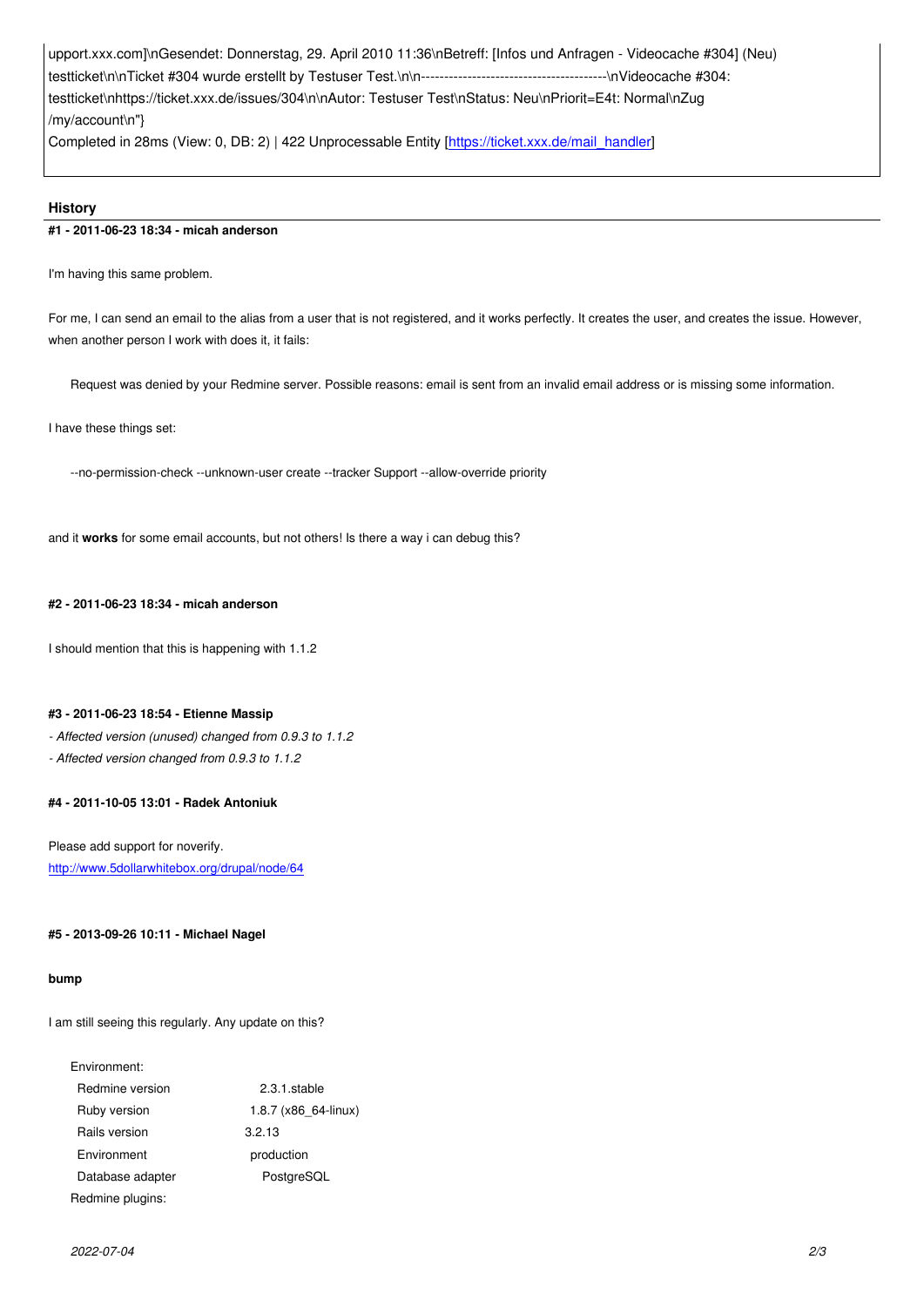upport.xxx.com]\nGesendet: Donnerstag, 29. April 2010 11:36\nBetreff: [Infos und Anfragen - Videocache #304] (Neu) testticket\n\nTicket #304 wurde erstellt by Testuser Test.\n\n----------------------------------------\nVideocache #304: testticket\nhttps://ticket.xxx.de/issues/304\n\nAutor: Testuser Test\nStatus: Neu\nPriorit=E4t: Normal\nZug /my/account\n"}
Completed in 28ms (View: 0, DB: 2) | 422 Unprocessable Entity [https://ticket.xxx.de/mail_handler]

## History

#### #1 - 2011-06-23 18:34 - micah anderson

I'm having this same problem.

For me, I can send an email to the alias from a user that is not registered, and it works perfectly. It creates the user, and creates the issue. However, when another person I work with does it, it fails:

> Request was denied by your Redmine server. Possible reasons: email is sent from an invalid email address or is missing some information.

I have these things set:

```
--no-permission-check --unknown-user create --tracker Support --allow-override priority
```

and it **works** for some email accounts, but not others! Is there a way i can debug this?

#### #2 - 2011-06-23 18:34 - micah anderson

I should mention that this is happening with 1.1.2

#### #3 - 2011-06-23 18:54 - Etienne Massip

- *Affected version (unused) changed from 0.9.3 to 1.1.2*
- *Affected version changed from 0.9.3 to 1.1.2*

#### #4 - 2011-10-05 13:01 - Radek Antoniuk

Please add support for noverify.
http://www.5dollarwhitebox.org/drupal/node/64

#### #5 - 2013-09-26 10:11 - Michael Nagel

**bump**

I am still seeing this regularly. Any update on this?

```
Environment:
  Redmine version                2.3.1.stable
  Ruby version                   1.8.7 (x86_64-linux)
  Rails version                  3.2.13
  Environment                    production
  Database adapter               PostgreSQL
Redmine plugins:
```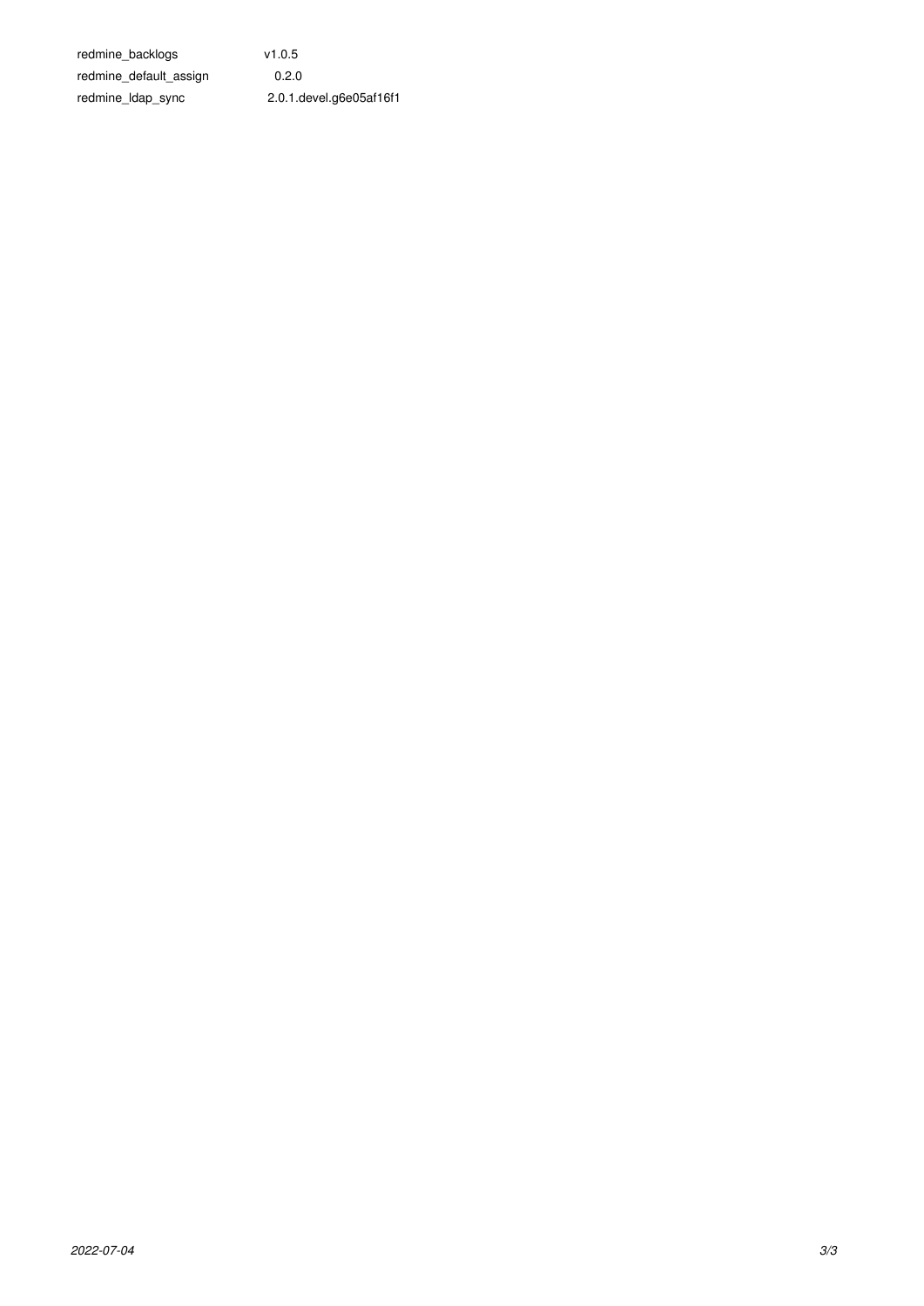| | |
|---|---|
| redmine_backlogs | v1.0.5 |
| redmine_default_assign | 0.2.0 |
| redmine_ldap_sync | 2.0.1.devel.g6e05af16f1 |

*2022-07-04*